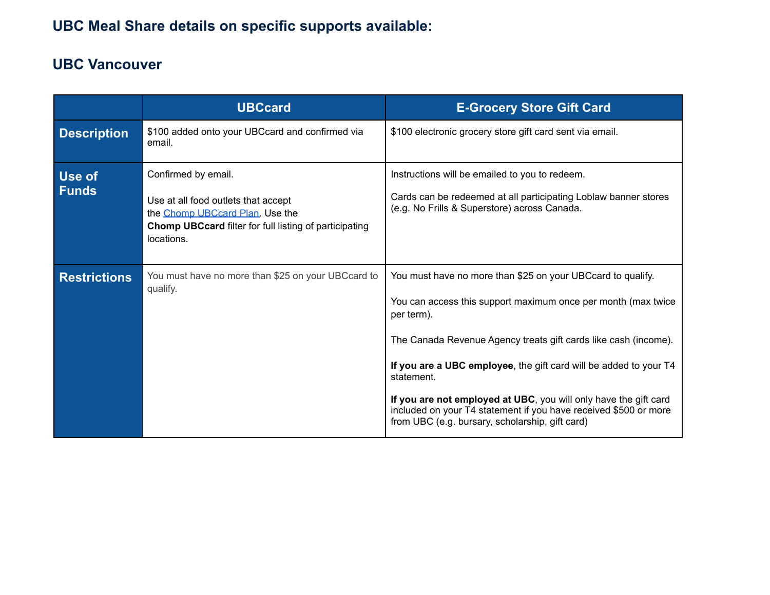## UBC Meal Share details on specific supports available:

## UBC Vancouver

| | UBCcard | E-Grocery Store Gift Card |
|---|---|---|
| **Description** | $100 added onto your UBCcard and confirmed via email. | $100 electronic grocery store gift card sent via email. |
| **Use of Funds** | Confirmed by email.<br><br>Use at all food outlets that accept the [Chomp UBCcard Plan](). Use the **Chomp UBCcard** filter for full listing of participating locations. | Instructions will be emailed to you to redeem.<br><br>Cards can be redeemed at all participating Loblaw banner stores (e.g. No Frills & Superstore) across Canada. |
| **Restrictions** | You must have no more than $25 on your UBCcard to qualify. | You must have no more than $25 on your UBCcard to qualify.<br><br>You can access this support maximum once per month (max twice per term).<br><br>The Canada Revenue Agency treats gift cards like cash (income).<br><br>**If you are a UBC employee**, the gift card will be added to your T4 statement.<br><br>**If you are not employed at UBC**, you will only have the gift card included on your T4 statement if you have received $500 or more from UBC (e.g. bursary, scholarship, gift card) |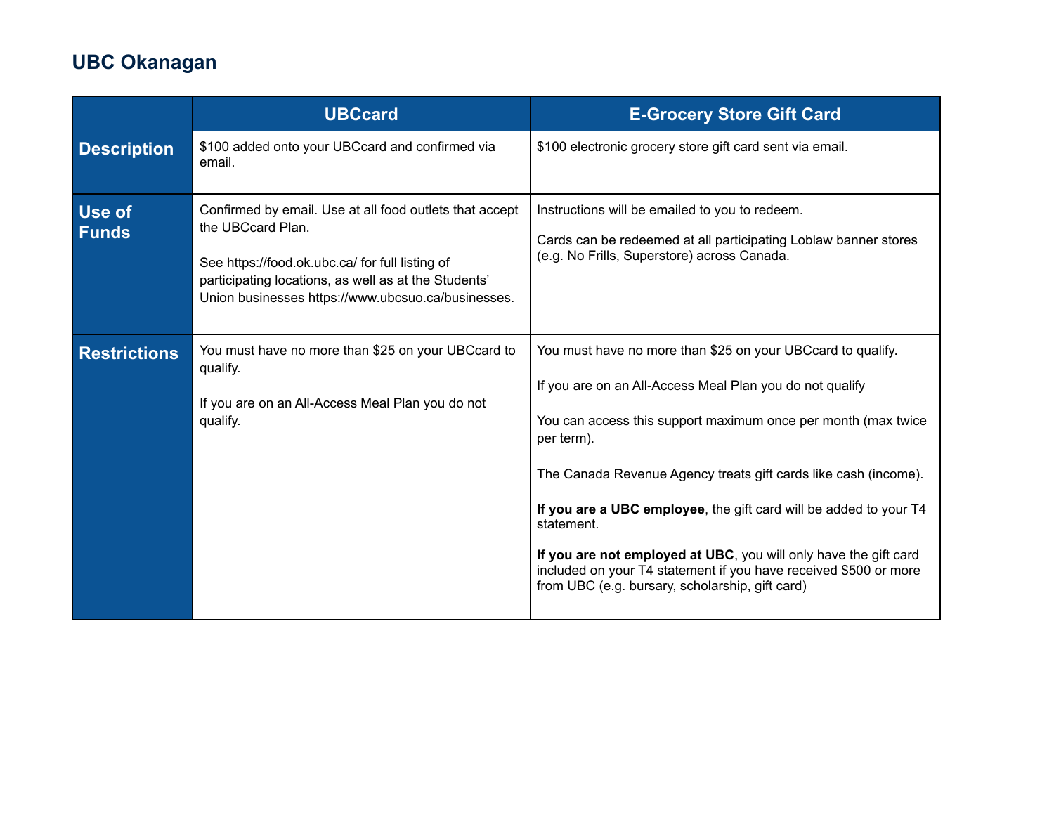## UBC Okanagan

| | UBCcard | E-Grocery Store Gift Card |
|---|---|---|
| **Description** | $100 added onto your UBCcard and confirmed via email. | $100 electronic grocery store gift card sent via email. |
| **Use of Funds** | Confirmed by email. Use at all food outlets that accept the UBCcard Plan.<br><br>See https://food.ok.ubc.ca/ for full listing of participating locations, as well as at the Students' Union businesses https://www.ubcsuo.ca/businesses. | Instructions will be emailed to you to redeem.<br><br>Cards can be redeemed at all participating Loblaw banner stores (e.g. No Frills, Superstore) across Canada. |
| **Restrictions** | You must have no more than $25 on your UBCcard to qualify.<br><br>If you are on an All-Access Meal Plan you do not qualify. | You must have no more than $25 on your UBCcard to qualify.<br><br>If you are on an All-Access Meal Plan you do not qualify<br><br>You can access this support maximum once per month (max twice per term).<br><br>The Canada Revenue Agency treats gift cards like cash (income).<br><br>**If you are a UBC employee**, the gift card will be added to your T4 statement.<br><br>**If you are not employed at UBC**, you will only have the gift card included on your T4 statement if you have received $500 or more from UBC (e.g. bursary, scholarship, gift card) |